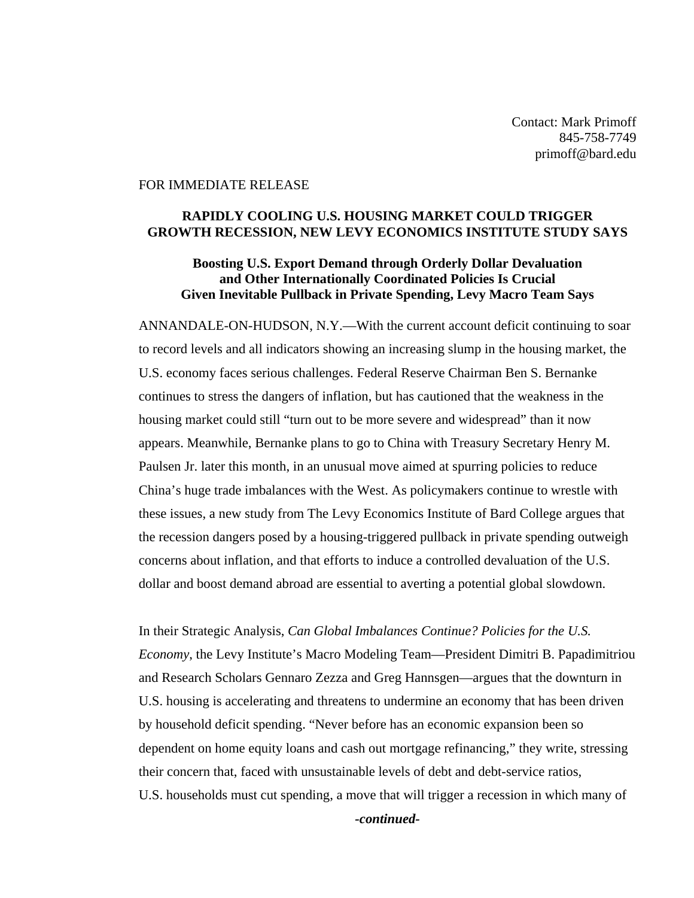Contact: Mark Primoff
845-758-7749
primoff@bard.edu

FOR IMMEDIATE RELEASE

**RAPIDLY COOLING U.S. HOUSING MARKET COULD TRIGGER GROWTH RECESSION, NEW LEVY ECONOMICS INSTITUTE STUDY SAYS**

**Boosting U.S. Export Demand through Orderly Dollar Devaluation and Other Internationally Coordinated Policies Is Crucial Given Inevitable Pullback in Private Spending, Levy Macro Team Says**

ANNANDALE-ON-HUDSON, N.Y.—With the current account deficit continuing to soar to record levels and all indicators showing an increasing slump in the housing market, the U.S. economy faces serious challenges. Federal Reserve Chairman Ben S. Bernanke continues to stress the dangers of inflation, but has cautioned that the weakness in the housing market could still "turn out to be more severe and widespread" than it now appears. Meanwhile, Bernanke plans to go to China with Treasury Secretary Henry M. Paulsen Jr. later this month, in an unusual move aimed at spurring policies to reduce China's huge trade imbalances with the West. As policymakers continue to wrestle with these issues, a new study from The Levy Economics Institute of Bard College argues that the recession dangers posed by a housing-triggered pullback in private spending outweigh concerns about inflation, and that efforts to induce a controlled devaluation of the U.S. dollar and boost demand abroad are essential to averting a potential global slowdown.

In their Strategic Analysis, *Can Global Imbalances Continue? Policies for the U.S. Economy*, the Levy Institute's Macro Modeling Team—President Dimitri B. Papadimitriou and Research Scholars Gennaro Zezza and Greg Hannsgen—argues that the downturn in U.S. housing is accelerating and threatens to undermine an economy that has been driven by household deficit spending. "Never before has an economic expansion been so dependent on home equity loans and cash out mortgage refinancing," they write, stressing their concern that, faced with unsustainable levels of debt and debt-service ratios, U.S. households must cut spending, a move that will trigger a recession in which many of

***-continued-***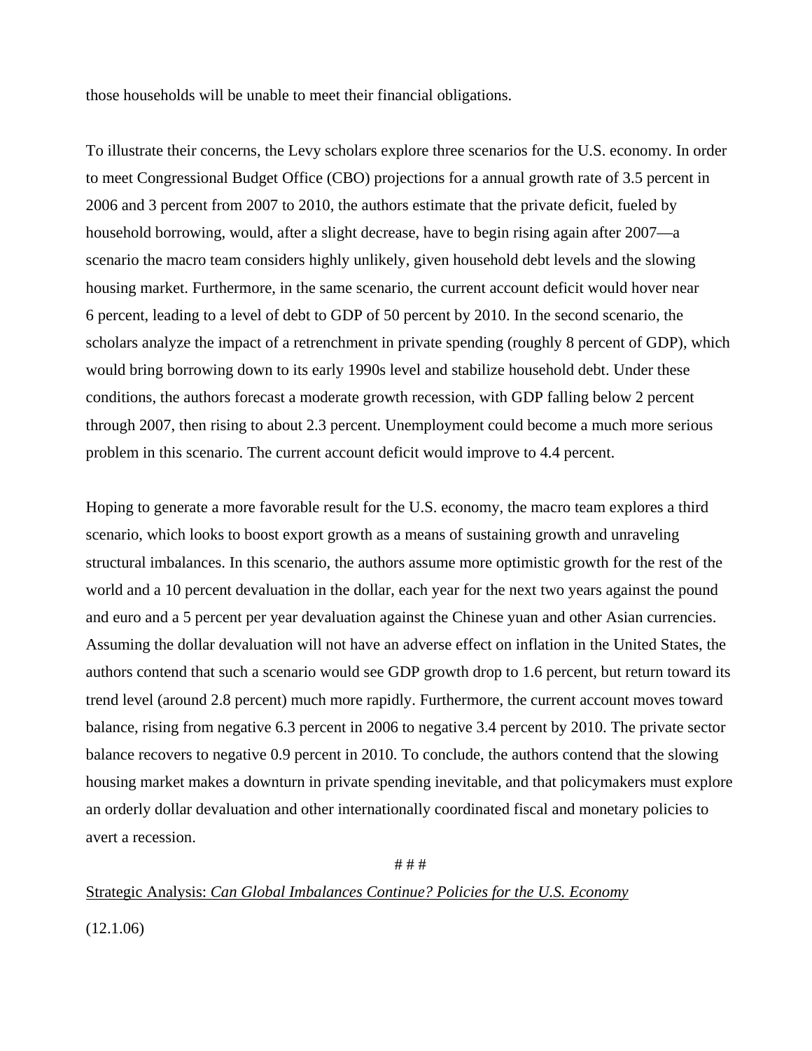those households will be unable to meet their financial obligations.

To illustrate their concerns, the Levy scholars explore three scenarios for the U.S. economy. In order to meet Congressional Budget Office (CBO) projections for a annual growth rate of 3.5 percent in 2006 and 3 percent from 2007 to 2010, the authors estimate that the private deficit, fueled by household borrowing, would, after a slight decrease, have to begin rising again after 2007—a scenario the macro team considers highly unlikely, given household debt levels and the slowing housing market. Furthermore, in the same scenario, the current account deficit would hover near 6 percent, leading to a level of debt to GDP of 50 percent by 2010. In the second scenario, the scholars analyze the impact of a retrenchment in private spending (roughly 8 percent of GDP), which would bring borrowing down to its early 1990s level and stabilize household debt. Under these conditions, the authors forecast a moderate growth recession, with GDP falling below 2 percent through 2007, then rising to about 2.3 percent. Unemployment could become a much more serious problem in this scenario. The current account deficit would improve to 4.4 percent.

Hoping to generate a more favorable result for the U.S. economy, the macro team explores a third scenario, which looks to boost export growth as a means of sustaining growth and unraveling structural imbalances. In this scenario, the authors assume more optimistic growth for the rest of the world and a 10 percent devaluation in the dollar, each year for the next two years against the pound and euro and a 5 percent per year devaluation against the Chinese yuan and other Asian currencies. Assuming the dollar devaluation will not have an adverse effect on inflation in the United States, the authors contend that such a scenario would see GDP growth drop to 1.6 percent, but return toward its trend level (around 2.8 percent) much more rapidly. Furthermore, the current account moves toward balance, rising from negative 6.3 percent in 2006 to negative 3.4 percent by 2010. The private sector balance recovers to negative 0.9 percent in 2010. To conclude, the authors contend that the slowing housing market makes a downturn in private spending inevitable, and that policymakers must explore an orderly dollar devaluation and other internationally coordinated fiscal and monetary policies to avert a recession.

# # #

Strategic Analysis: *Can Global Imbalances Continue? Policies for the U.S. Economy*

(12.1.06)